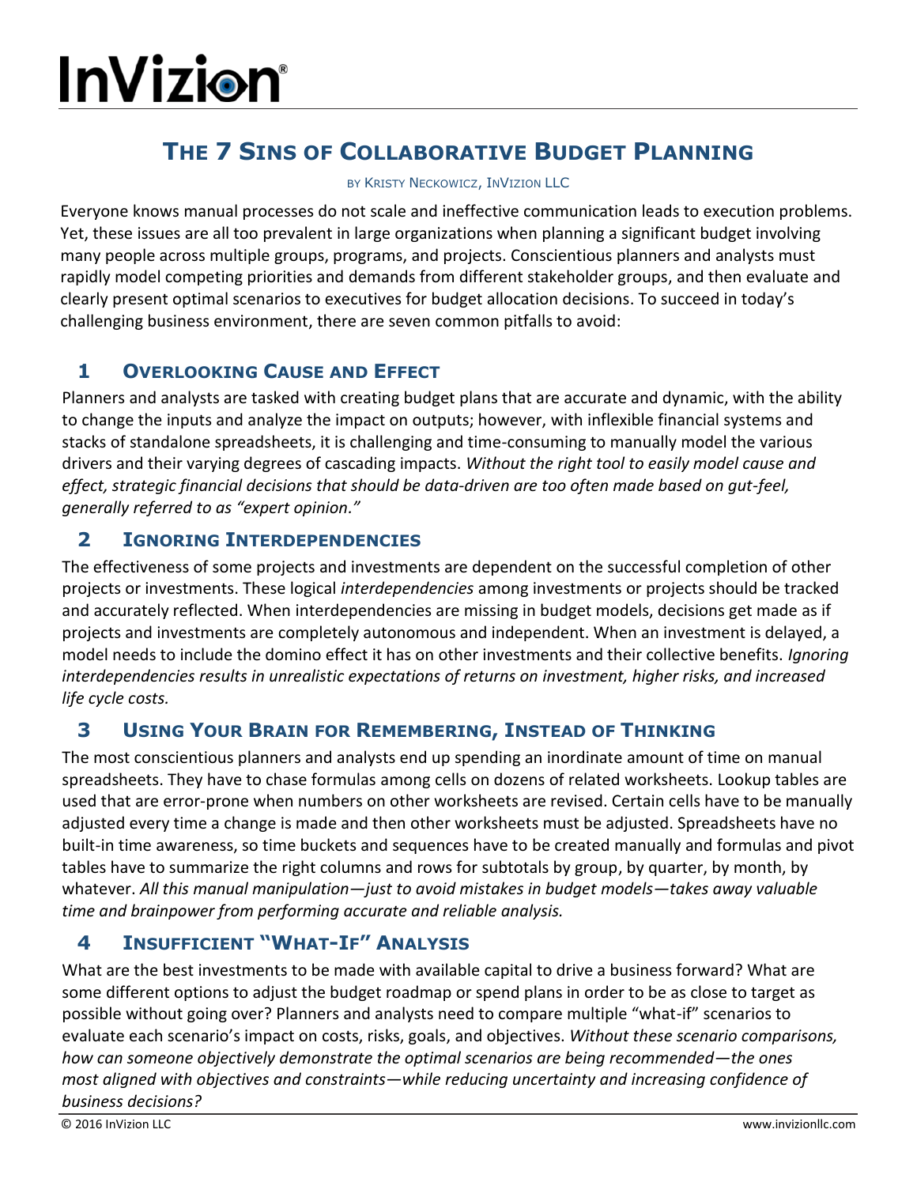# THE 7 SINS OF COLLABORATIVE BUDGET PLANNING

BY KRISTY NECKOWICZ, INVIZION LLC

Everyone knows manual processes do not scale and ineffective communication leads to execution problems. Yet, these issues are all too prevalent in large organizations when planning a significant budget involving many people across multiple groups, programs, and projects. Conscientious planners and analysts must rapidly model competing priorities and demands from different stakeholder groups, and then evaluate and clearly present optimal scenarios to executives for budget allocation decisions. To succeed in today's challenging business environment, there are seven common pitfalls to avoid:

## 1 OVERLOOKING CAUSE AND EFFECT

Planners and analysts are tasked with creating budget plans that are accurate and dynamic, with the ability to change the inputs and analyze the impact on outputs; however, with inflexible financial systems and stacks of standalone spreadsheets, it is challenging and time-consuming to manually model the various drivers and their varying degrees of cascading impacts. *Without the right tool to easily model cause and effect, strategic financial decisions that should be data-driven are too often made based on gut-feel, generally referred to as "expert opinion."*

## 2 IGNORING INTERDEPENDENCIES

The effectiveness of some projects and investments are dependent on the successful completion of other projects or investments. These logical *interdependencies* among investments or projects should be tracked and accurately reflected. When interdependencies are missing in budget models, decisions get made as if projects and investments are completely autonomous and independent. When an investment is delayed, a model needs to include the domino effect it has on other investments and their collective benefits. *Ignoring interdependencies results in unrealistic expectations of returns on investment, higher risks, and increased life cycle costs.*

## 3 USING YOUR BRAIN FOR REMEMBERING, INSTEAD OF THINKING

The most conscientious planners and analysts end up spending an inordinate amount of time on manual spreadsheets. They have to chase formulas among cells on dozens of related worksheets. Lookup tables are used that are error-prone when numbers on other worksheets are revised. Certain cells have to be manually adjusted every time a change is made and then other worksheets must be adjusted. Spreadsheets have no built-in time awareness, so time buckets and sequences have to be created manually and formulas and pivot tables have to summarize the right columns and rows for subtotals by group, by quarter, by month, by whatever. *All this manual manipulation—just to avoid mistakes in budget models—takes away valuable time and brainpower from performing accurate and reliable analysis.*

## 4 INSUFFICIENT "WHAT-IF" ANALYSIS

What are the best investments to be made with available capital to drive a business forward? What are some different options to adjust the budget roadmap or spend plans in order to be as close to target as possible without going over? Planners and analysts need to compare multiple "what-if" scenarios to evaluate each scenario's impact on costs, risks, goals, and objectives. *Without these scenario comparisons, how can someone objectively demonstrate the optimal scenarios are being recommended—the ones most aligned with objectives and constraints—while reducing uncertainty and increasing confidence of business decisions?*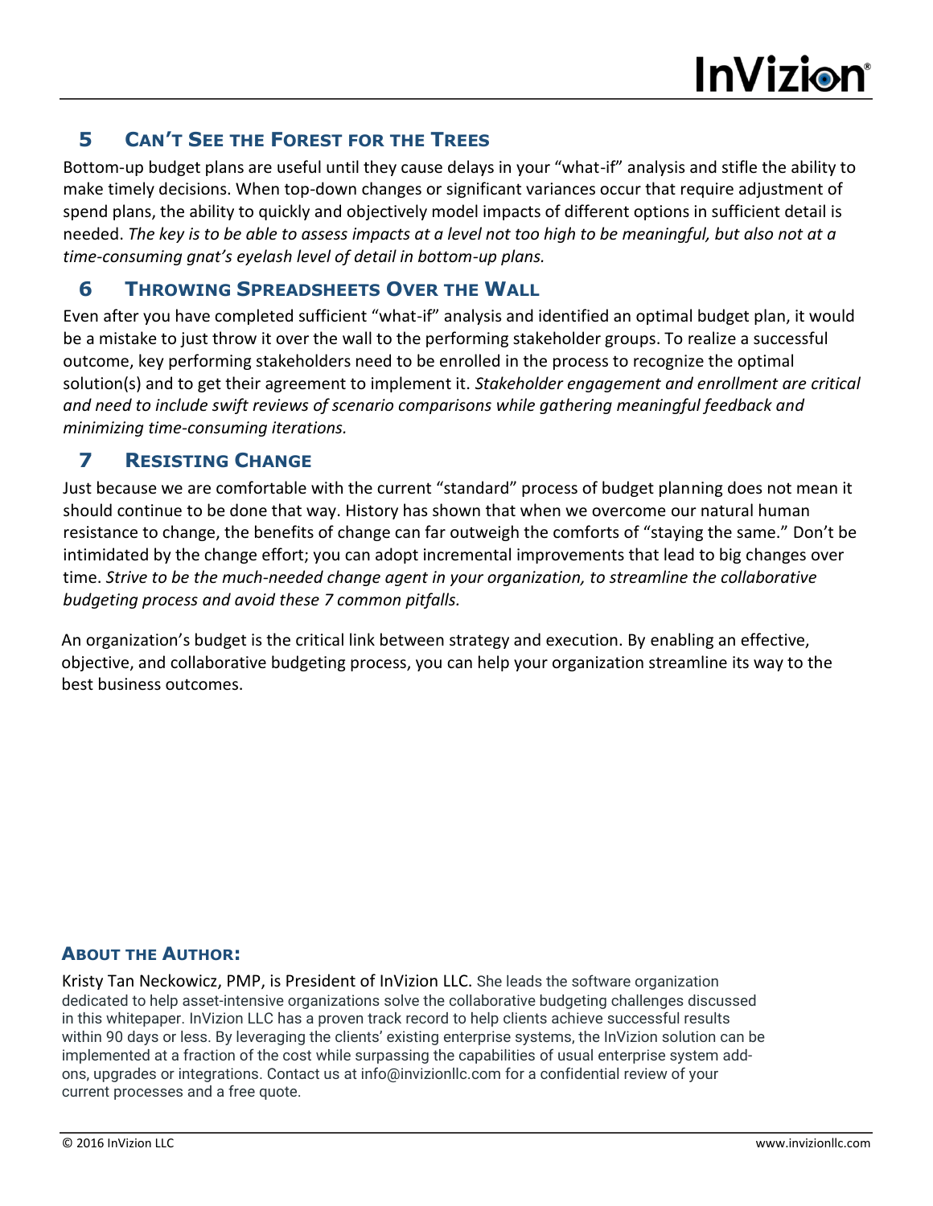## 5 Can't See the Forest for the Trees

Bottom-up budget plans are useful until they cause delays in your "what-if" analysis and stifle the ability to make timely decisions. When top-down changes or significant variances occur that require adjustment of spend plans, the ability to quickly and objectively model impacts of different options in sufficient detail is needed. *The key is to be able to assess impacts at a level not too high to be meaningful, but also not at a time-consuming gnat's eyelash level of detail in bottom-up plans.*

## 6 Throwing Spreadsheets Over the Wall

Even after you have completed sufficient "what-if" analysis and identified an optimal budget plan, it would be a mistake to just throw it over the wall to the performing stakeholder groups. To realize a successful outcome, key performing stakeholders need to be enrolled in the process to recognize the optimal solution(s) and to get their agreement to implement it. *Stakeholder engagement and enrollment are critical and need to include swift reviews of scenario comparisons while gathering meaningful feedback and minimizing time-consuming iterations.*

## 7 Resisting Change

Just because we are comfortable with the current "standard" process of budget planning does not mean it should continue to be done that way. History has shown that when we overcome our natural human resistance to change, the benefits of change can far outweigh the comforts of "staying the same." Don't be intimidated by the change effort; you can adopt incremental improvements that lead to big changes over time. *Strive to be the much-needed change agent in your organization, to streamline the collaborative budgeting process and avoid these 7 common pitfalls.*

An organization's budget is the critical link between strategy and execution. By enabling an effective, objective, and collaborative budgeting process, you can help your organization streamline its way to the best business outcomes.

### About the Author:

Kristy Tan Neckowicz, PMP, is President of InVizion LLC. She leads the software organization dedicated to help asset-intensive organizations solve the collaborative budgeting challenges discussed in this whitepaper. InVizion LLC has a proven track record to help clients achieve successful results within 90 days or less. By leveraging the clients' existing enterprise systems, the InVizion solution can be implemented at a fraction of the cost while surpassing the capabilities of usual enterprise system add-ons, upgrades or integrations. Contact us at info@invizionllc.com for a confidential review of your current processes and a free quote.